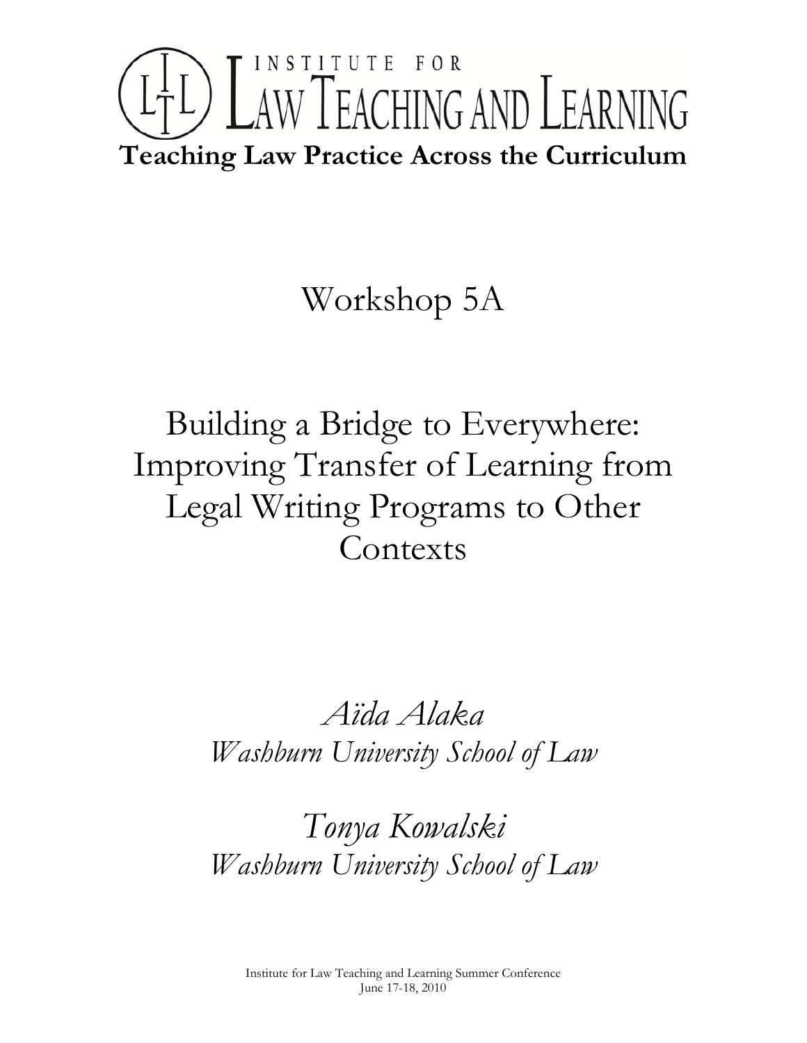# INSTITUTE FOR LAW TEACHING AND LEARNING

**Teaching Law Practice Across the Curriculum**

# Workshop 5A

# Building a Bridge to Everywhere: Improving Transfer of Learning from Legal Writing Programs to Other Contexts

*Aïda Alaka*
*Washburn University School of Law*

*Tonya Kowalski*
*Washburn University School of Law*

Institute for Law Teaching and Learning Summer Conference
June 17-18, 2010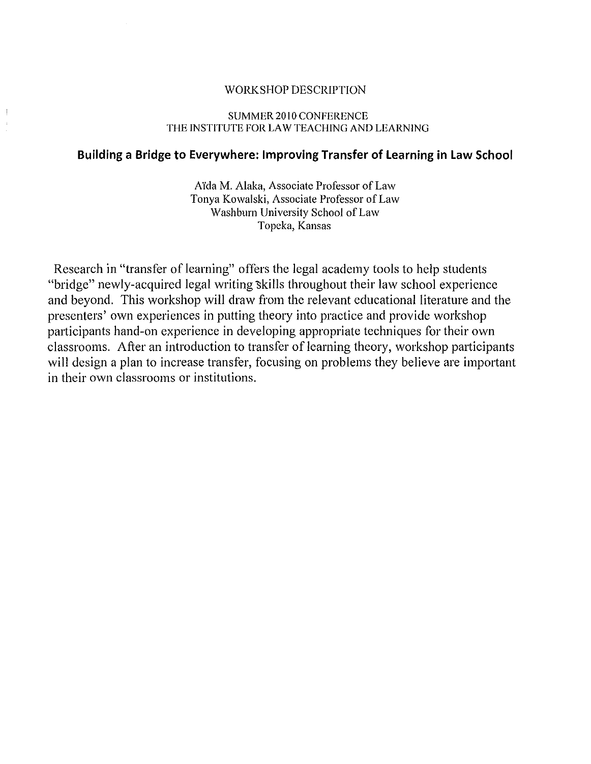WORKSHOP DESCRIPTION

SUMMER 2010 CONFERENCE
THE INSTITUTE FOR LAW TEACHING AND LEARNING

## Building a Bridge to Everywhere: Improving Transfer of Learning in Law School

Aïda M. Alaka, Associate Professor of Law
Tonya Kowalski, Associate Professor of Law
Washburn University School of Law
Topeka, Kansas

Research in "transfer of learning" offers the legal academy tools to help students "bridge" newly-acquired legal writing skills throughout their law school experience and beyond. This workshop will draw from the relevant educational literature and the presenters' own experiences in putting theory into practice and provide workshop participants hand-on experience in developing appropriate techniques for their own classrooms. After an introduction to transfer of learning theory, workshop participants will design a plan to increase transfer, focusing on problems they believe are important in their own classrooms or institutions.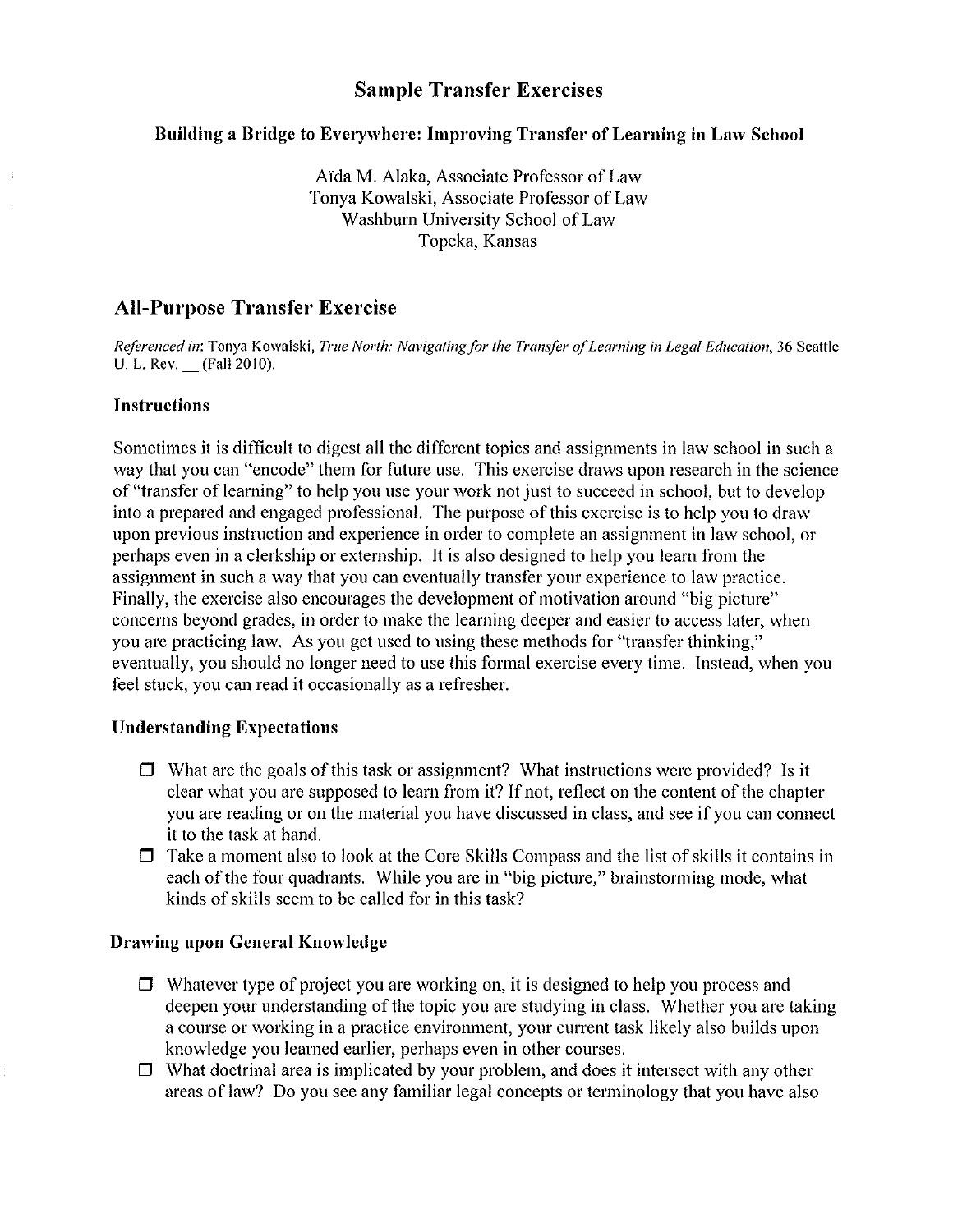# Sample Transfer Exercises

### Building a Bridge to Everywhere: Improving Transfer of Learning in Law School

Aïda M. Alaka, Associate Professor of Law
Tonya Kowalski, Associate Professor of Law
Washburn University School of Law
Topeka, Kansas

## All-Purpose Transfer Exercise

*Referenced in*: Tonya Kowalski, *True North: Navigating for the Transfer of Learning in Legal Education*, 36 Seattle U. L. Rev. __ (Fall 2010).

### Instructions

Sometimes it is difficult to digest all the different topics and assignments in law school in such a way that you can "encode" them for future use. This exercise draws upon research in the science of "transfer of learning" to help you use your work not just to succeed in school, but to develop into a prepared and engaged professional. The purpose of this exercise is to help you to draw upon previous instruction and experience in order to complete an assignment in law school, or perhaps even in a clerkship or externship. It is also designed to help you learn from the assignment in such a way that you can eventually transfer your experience to law practice. Finally, the exercise also encourages the development of motivation around "big picture" concerns beyond grades, in order to make the learning deeper and easier to access later, when you are practicing law. As you get used to using these methods for "transfer thinking," eventually, you should no longer need to use this formal exercise every time. Instead, when you feel stuck, you can read it occasionally as a refresher.

### Understanding Expectations

- ❒ What are the goals of this task or assignment? What instructions were provided? Is it clear what you are supposed to learn from it? If not, reflect on the content of the chapter you are reading or on the material you have discussed in class, and see if you can connect it to the task at hand.
- ❒ Take a moment also to look at the Core Skills Compass and the list of skills it contains in each of the four quadrants. While you are in "big picture," brainstorming mode, what kinds of skills seem to be called for in this task?

### Drawing upon General Knowledge

- ❒ Whatever type of project you are working on, it is designed to help you process and deepen your understanding of the topic you are studying in class. Whether you are taking a course or working in a practice environment, your current task likely also builds upon knowledge you learned earlier, perhaps even in other courses.
- ❒ What doctrinal area is implicated by your problem, and does it intersect with any other areas of law? Do you see any familiar legal concepts or terminology that you have also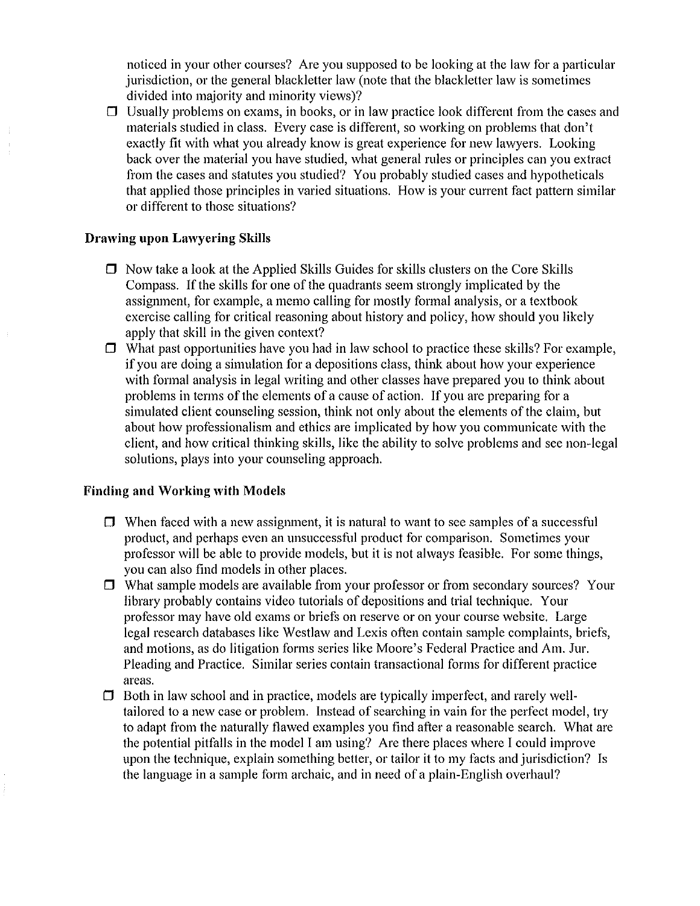noticed in your other courses? Are you supposed to be looking at the law for a particular jurisdiction, or the general blackletter law (note that the blackletter law is sometimes divided into majority and minority views)?

- ☐ Usually problems on exams, in books, or in law practice look different from the cases and materials studied in class. Every case is different, so working on problems that don't exactly fit with what you already know is great experience for new lawyers. Looking back over the material you have studied, what general rules or principles can you extract from the cases and statutes you studied? You probably studied cases and hypotheticals that applied those principles in varied situations. How is your current fact pattern similar or different to those situations?

### Drawing upon Lawyering Skills

- ☐ Now take a look at the Applied Skills Guides for skills clusters on the Core Skills Compass. If the skills for one of the quadrants seem strongly implicated by the assignment, for example, a memo calling for mostly formal analysis, or a textbook exercise calling for critical reasoning about history and policy, how should you likely apply that skill in the given context?
- ☐ What past opportunities have you had in law school to practice these skills? For example, if you are doing a simulation for a depositions class, think about how your experience with formal analysis in legal writing and other classes have prepared you to think about problems in terms of the elements of a cause of action. If you are preparing for a simulated client counseling session, think not only about the elements of the claim, but about how professionalism and ethics are implicated by how you communicate with the client, and how critical thinking skills, like the ability to solve problems and see non-legal solutions, plays into your counseling approach.

### Finding and Working with Models

- ☐ When faced with a new assignment, it is natural to want to see samples of a successful product, and perhaps even an unsuccessful product for comparison. Sometimes your professor will be able to provide models, but it is not always feasible. For some things, you can also find models in other places.
- ☐ What sample models are available from your professor or from secondary sources? Your library probably contains video tutorials of depositions and trial technique. Your professor may have old exams or briefs on reserve or on your course website. Large legal research databases like Westlaw and Lexis often contain sample complaints, briefs, and motions, as do litigation forms series like Moore's Federal Practice and Am. Jur. Pleading and Practice. Similar series contain transactional forms for different practice areas.
- ☐ Both in law school and in practice, models are typically imperfect, and rarely well-tailored to a new case or problem. Instead of searching in vain for the perfect model, try to adapt from the naturally flawed examples you find after a reasonable search. What are the potential pitfalls in the model I am using? Are there places where I could improve upon the technique, explain something better, or tailor it to my facts and jurisdiction? Is the language in a sample form archaic, and in need of a plain-English overhaul?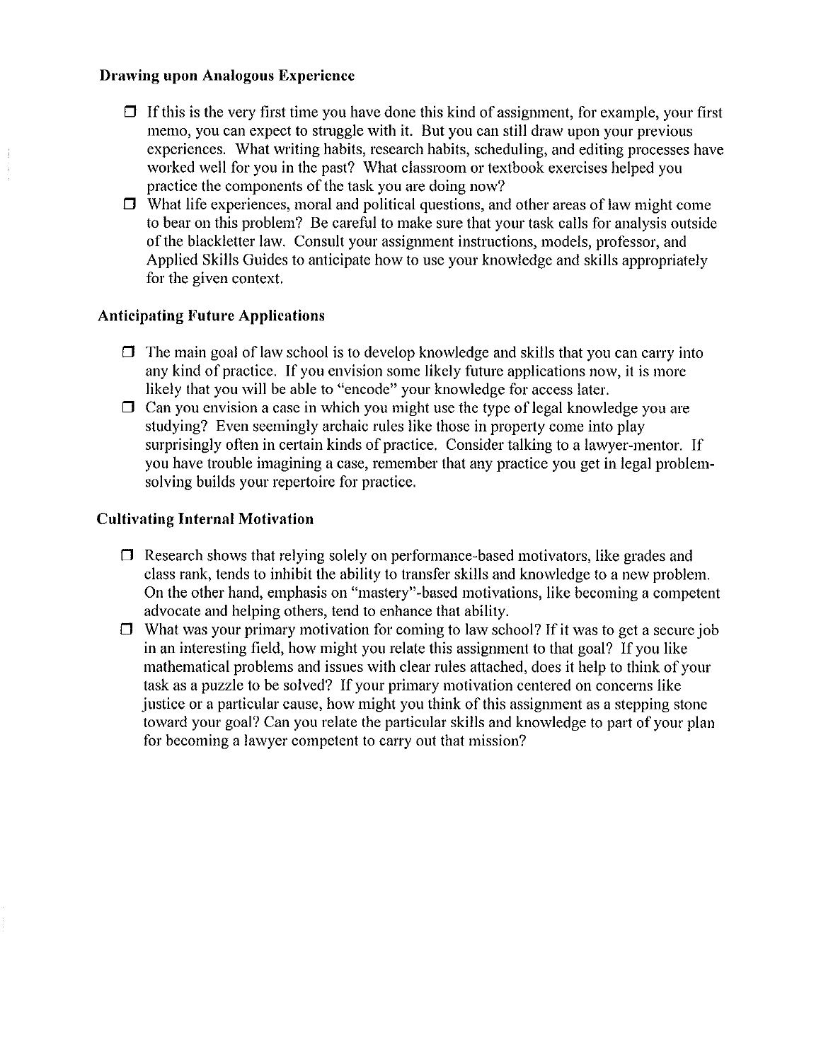**Drawing upon Analogous Experience**

- ☐ If this is the very first time you have done this kind of assignment, for example, your first memo, you can expect to struggle with it. But you can still draw upon your previous experiences. What writing habits, research habits, scheduling, and editing processes have worked well for you in the past? What classroom or textbook exercises helped you practice the components of the task you are doing now?
- ☐ What life experiences, moral and political questions, and other areas of law might come to bear on this problem? Be careful to make sure that your task calls for analysis outside of the blackletter law. Consult your assignment instructions, models, professor, and Applied Skills Guides to anticipate how to use your knowledge and skills appropriately for the given context.

**Anticipating Future Applications**

- ☐ The main goal of law school is to develop knowledge and skills that you can carry into any kind of practice. If you envision some likely future applications now, it is more likely that you will be able to "encode" your knowledge for access later.
- ☐ Can you envision a case in which you might use the type of legal knowledge you are studying? Even seemingly archaic rules like those in property come into play surprisingly often in certain kinds of practice. Consider talking to a lawyer-mentor. If you have trouble imagining a case, remember that any practice you get in legal problem-solving builds your repertoire for practice.

**Cultivating Internal Motivation**

- ☐ Research shows that relying solely on performance-based motivators, like grades and class rank, tends to inhibit the ability to transfer skills and knowledge to a new problem. On the other hand, emphasis on "mastery"-based motivations, like becoming a competent advocate and helping others, tend to enhance that ability.
- ☐ What was your primary motivation for coming to law school? If it was to get a secure job in an interesting field, how might you relate this assignment to that goal? If you like mathematical problems and issues with clear rules attached, does it help to think of your task as a puzzle to be solved? If your primary motivation centered on concerns like justice or a particular cause, how might you think of this assignment as a stepping stone toward your goal? Can you relate the particular skills and knowledge to part of your plan for becoming a lawyer competent to carry out that mission?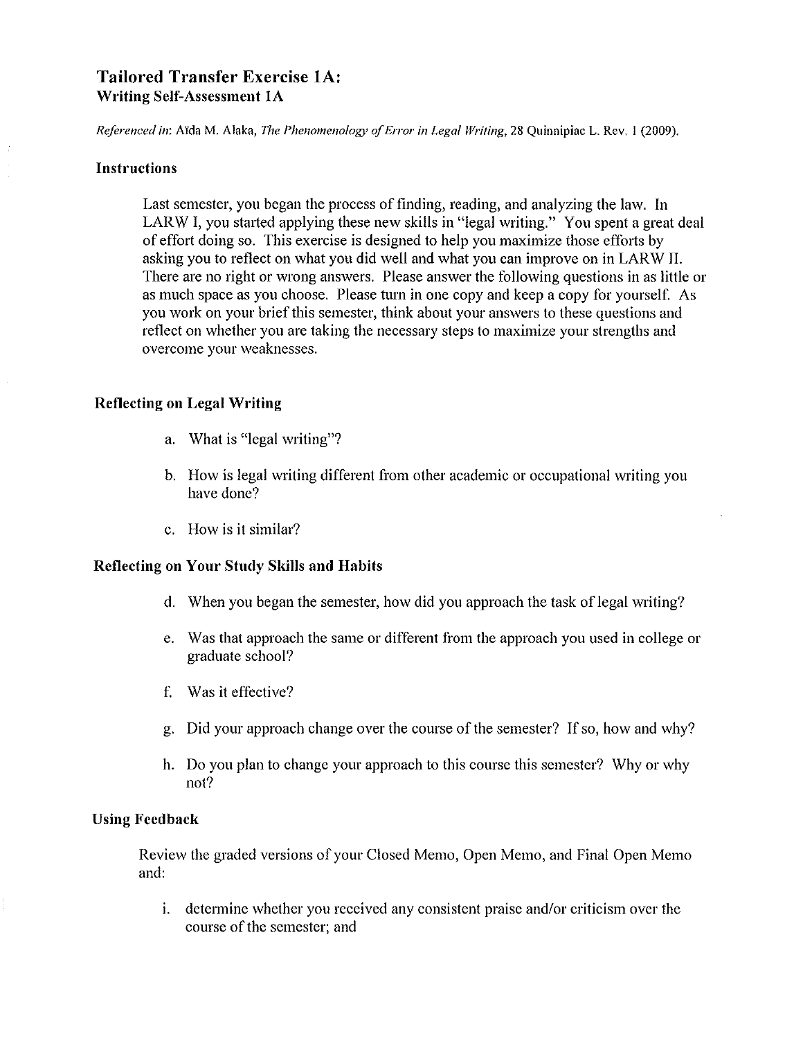# Tailored Transfer Exercise 1A:
## Writing Self-Assessment 1A

*Referenced in*: Aïda M. Alaka, *The Phenomenology of Error in Legal Writing*, 28 Quinnipiac L. Rev. 1 (2009).

### Instructions

Last semester, you began the process of finding, reading, and analyzing the law. In LARW I, you started applying these new skills in "legal writing." You spent a great deal of effort doing so. This exercise is designed to help you maximize those efforts by asking you to reflect on what you did well and what you can improve on in LARW II. There are no right or wrong answers. Please answer the following questions in as little or as much space as you choose. Please turn in one copy and keep a copy for yourself. As you work on your brief this semester, think about your answers to these questions and reflect on whether you are taking the necessary steps to maximize your strengths and overcome your weaknesses.

### Reflecting on Legal Writing

a. What is "legal writing"?

b. How is legal writing different from other academic or occupational writing you have done?

c. How is it similar?

### Reflecting on Your Study Skills and Habits

d. When you began the semester, how did you approach the task of legal writing?

e. Was that approach the same or different from the approach you used in college or graduate school?

f. Was it effective?

g. Did your approach change over the course of the semester? If so, how and why?

h. Do you plan to change your approach to this course this semester? Why or why not?

### Using Feedback

Review the graded versions of your Closed Memo, Open Memo, and Final Open Memo and:

i. determine whether you received any consistent praise and/or criticism over the course of the semester; and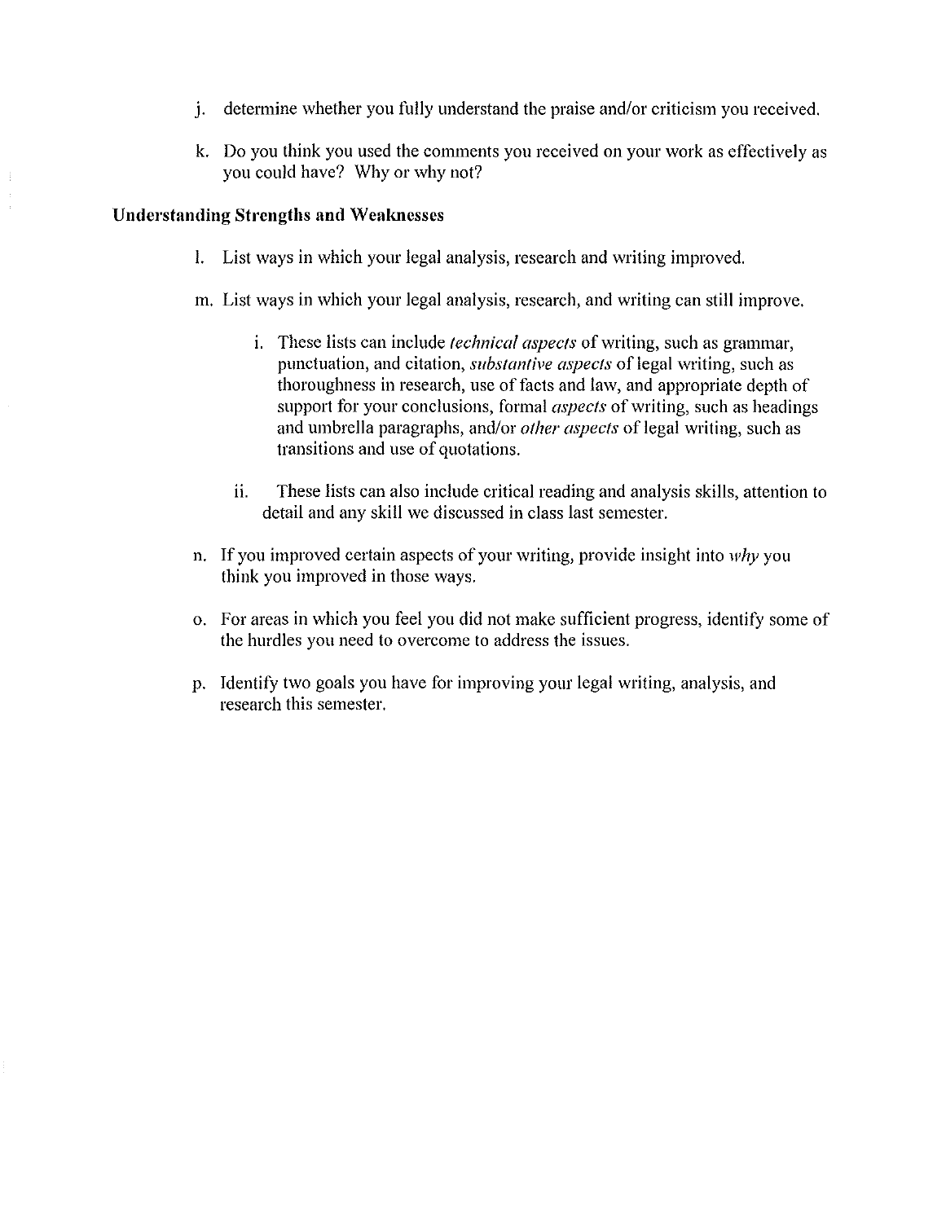j. determine whether you fully understand the praise and/or criticism you received.

k. Do you think you used the comments you received on your work as effectively as you could have? Why or why not?

**Understanding Strengths and Weaknesses**

l. List ways in which your legal analysis, research and writing improved.

m. List ways in which your legal analysis, research, and writing can still improve.

   i. These lists can include *technical aspects* of writing, such as grammar, punctuation, and citation, *substantive aspects* of legal writing, such as thoroughness in research, use of facts and law, and appropriate depth of support for your conclusions, formal *aspects* of writing, such as headings and umbrella paragraphs, and/or *other aspects* of legal writing, such as transitions and use of quotations.

   ii. These lists can also include critical reading and analysis skills, attention to detail and any skill we discussed in class last semester.

n. If you improved certain aspects of your writing, provide insight into *why* you think you improved in those ways.

o. For areas in which you feel you did not make sufficient progress, identify some of the hurdles you need to overcome to address the issues.

p. Identify two goals you have for improving your legal writing, analysis, and research this semester.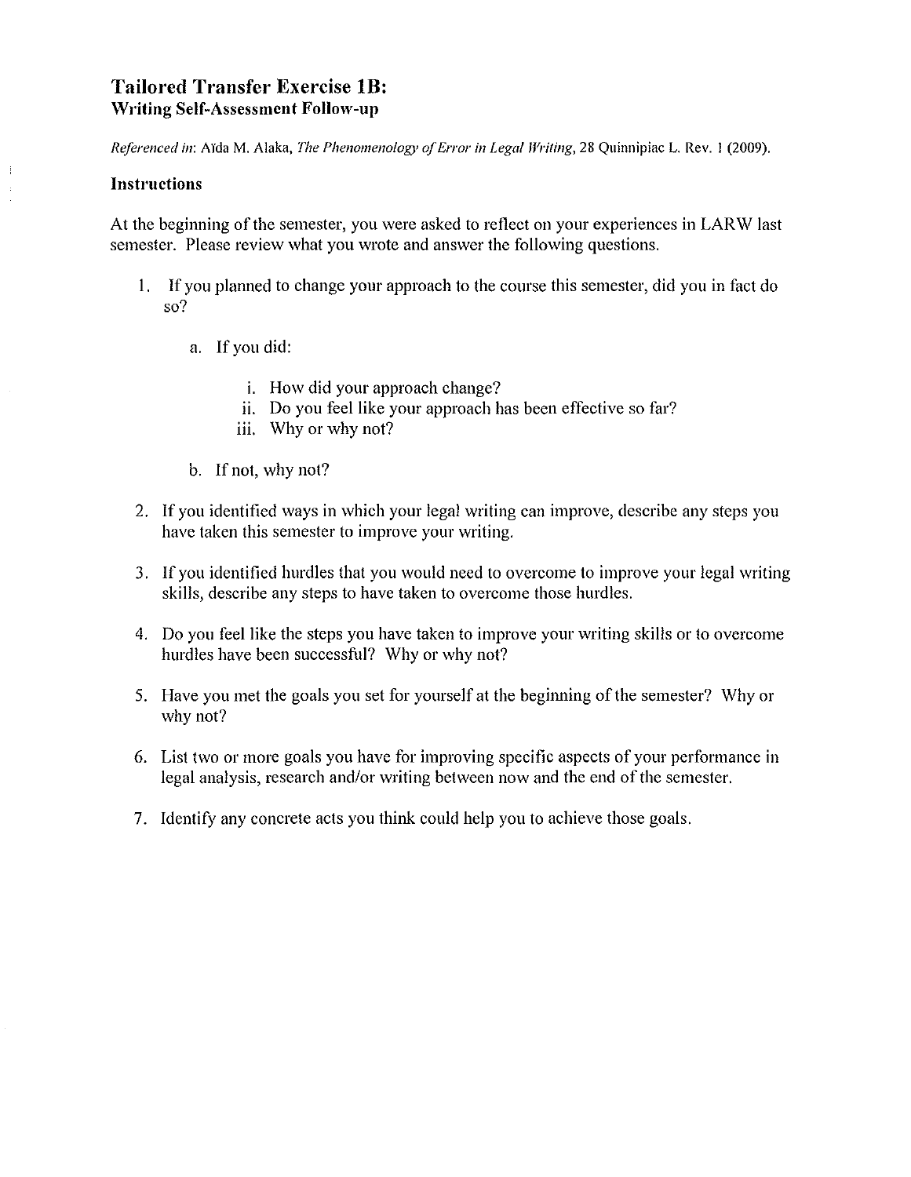## Tailored Transfer Exercise 1B:
### Writing Self-Assessment Follow-up

*Referenced in*: Aïda M. Alaka, *The Phenomenology of Error in Legal Writing*, 28 Quinnipiac L. Rev. 1 (2009).

**Instructions**

At the beginning of the semester, you were asked to reflect on your experiences in LARW last semester. Please review what you wrote and answer the following questions.

1. If you planned to change your approach to the course this semester, did you in fact do so?

    a. If you did:

        i. How did your approach change?
        ii. Do you feel like your approach has been effective so far?
        iii. Why or why not?

    b. If not, why not?

2. If you identified ways in which your legal writing can improve, describe any steps you have taken this semester to improve your writing.

3. If you identified hurdles that you would need to overcome to improve your legal writing skills, describe any steps to have taken to overcome those hurdles.

4. Do you feel like the steps you have taken to improve your writing skills or to overcome hurdles have been successful? Why or why not?

5. Have you met the goals you set for yourself at the beginning of the semester? Why or why not?

6. List two or more goals you have for improving specific aspects of your performance in legal analysis, research and/or writing between now and the end of the semester.

7. Identify any concrete acts you think could help you to achieve those goals.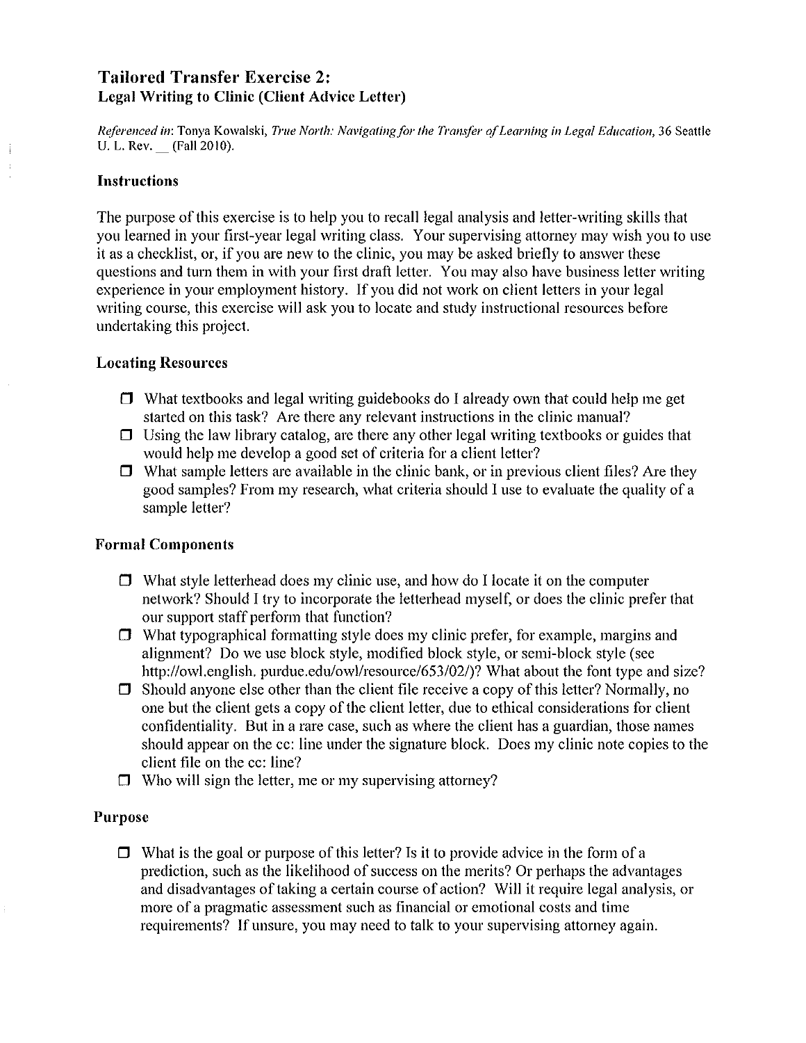## Tailored Transfer Exercise 2:
### Legal Writing to Clinic (Client Advice Letter)

*Referenced in*: Tonya Kowalski, *True North: Navigating for the Transfer of Learning in Legal Education*, 36 Seattle U. L. Rev. __ (Fall 2010).

### Instructions

The purpose of this exercise is to help you to recall legal analysis and letter-writing skills that you learned in your first-year legal writing class. Your supervising attorney may wish you to use it as a checklist, or, if you are new to the clinic, you may be asked briefly to answer these questions and turn them in with your first draft letter. You may also have business letter writing experience in your employment history. If you did not work on client letters in your legal writing course, this exercise will ask you to locate and study instructional resources before undertaking this project.

### Locating Resources

- ☐ What textbooks and legal writing guidebooks do I already own that could help me get started on this task? Are there any relevant instructions in the clinic manual?
- ☐ Using the law library catalog, are there any other legal writing textbooks or guides that would help me develop a good set of criteria for a client letter?
- ☐ What sample letters are available in the clinic bank, or in previous client files? Are they good samples? From my research, what criteria should I use to evaluate the quality of a sample letter?

### Formal Components

- ☐ What style letterhead does my clinic use, and how do I locate it on the computer network? Should I try to incorporate the letterhead myself, or does the clinic prefer that our support staff perform that function?
- ☐ What typographical formatting style does my clinic prefer, for example, margins and alignment? Do we use block style, modified block style, or semi-block style (see http://owl.english. purdue.edu/owl/resource/653/02/)? What about the font type and size?
- ☐ Should anyone else other than the client file receive a copy of this letter? Normally, no one but the client gets a copy of the client letter, due to ethical considerations for client confidentiality. But in a rare case, such as where the client has a guardian, those names should appear on the cc: line under the signature block. Does my clinic note copies to the client file on the cc: line?
- ☐ Who will sign the letter, me or my supervising attorney?

### Purpose

- ☐ What is the goal or purpose of this letter? Is it to provide advice in the form of a prediction, such as the likelihood of success on the merits? Or perhaps the advantages and disadvantages of taking a certain course of action? Will it require legal analysis, or more of a pragmatic assessment such as financial or emotional costs and time requirements? If unsure, you may need to talk to your supervising attorney again.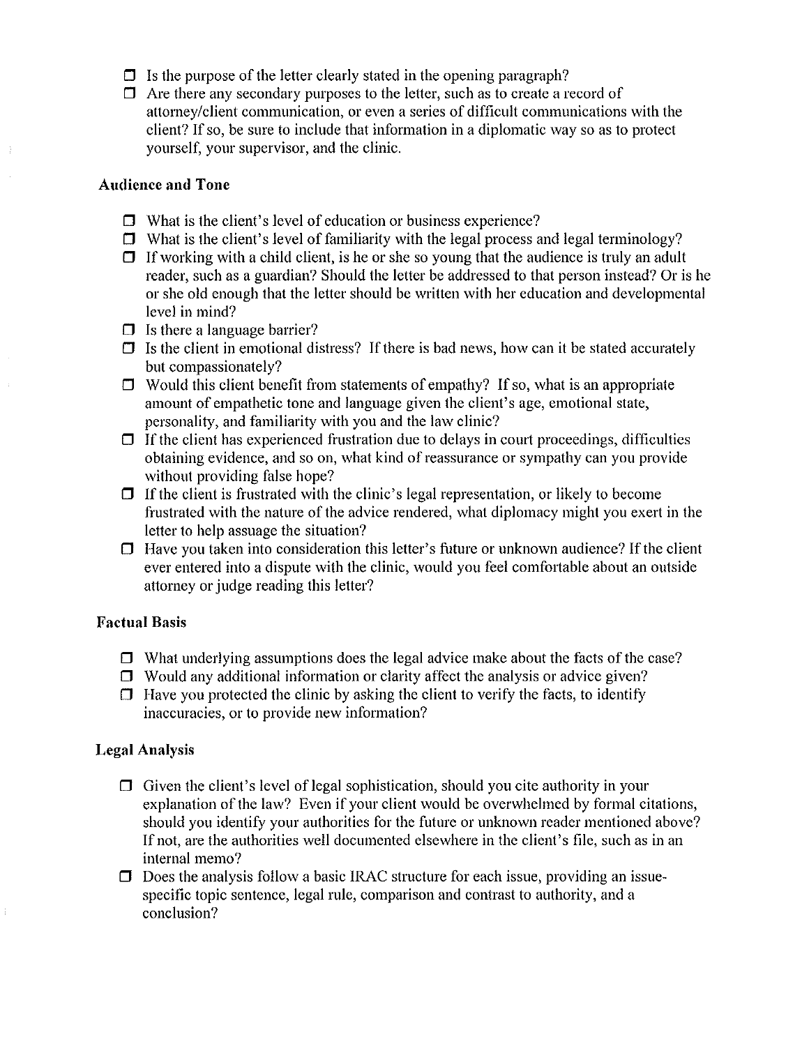- ☐ Is the purpose of the letter clearly stated in the opening paragraph?
- ☐ Are there any secondary purposes to the letter, such as to create a record of attorney/client communication, or even a series of difficult communications with the client? If so, be sure to include that information in a diplomatic way so as to protect yourself, your supervisor, and the clinic.

### Audience and Tone

- ☐ What is the client's level of education or business experience?
- ☐ What is the client's level of familiarity with the legal process and legal terminology?
- ☐ If working with a child client, is he or she so young that the audience is truly an adult reader, such as a guardian? Should the letter be addressed to that person instead? Or is he or she old enough that the letter should be written with her education and developmental level in mind?
- ☐ Is there a language barrier?
- ☐ Is the client in emotional distress? If there is bad news, how can it be stated accurately but compassionately?
- ☐ Would this client benefit from statements of empathy? If so, what is an appropriate amount of empathetic tone and language given the client's age, emotional state, personality, and familiarity with you and the law clinic?
- ☐ If the client has experienced frustration due to delays in court proceedings, difficulties obtaining evidence, and so on, what kind of reassurance or sympathy can you provide without providing false hope?
- ☐ If the client is frustrated with the clinic's legal representation, or likely to become frustrated with the nature of the advice rendered, what diplomacy might you exert in the letter to help assuage the situation?
- ☐ Have you taken into consideration this letter's future or unknown audience? If the client ever entered into a dispute with the clinic, would you feel comfortable about an outside attorney or judge reading this letter?

### Factual Basis

- ☐ What underlying assumptions does the legal advice make about the facts of the case?
- ☐ Would any additional information or clarity affect the analysis or advice given?
- ☐ Have you protected the clinic by asking the client to verify the facts, to identify inaccuracies, or to provide new information?

### Legal Analysis

- ☐ Given the client's level of legal sophistication, should you cite authority in your explanation of the law? Even if your client would be overwhelmed by formal citations, should you identify your authorities for the future or unknown reader mentioned above? If not, are the authorities well documented elsewhere in the client's file, such as in an internal memo?
- ☐ Does the analysis follow a basic IRAC structure for each issue, providing an issue-specific topic sentence, legal rule, comparison and contrast to authority, and a conclusion?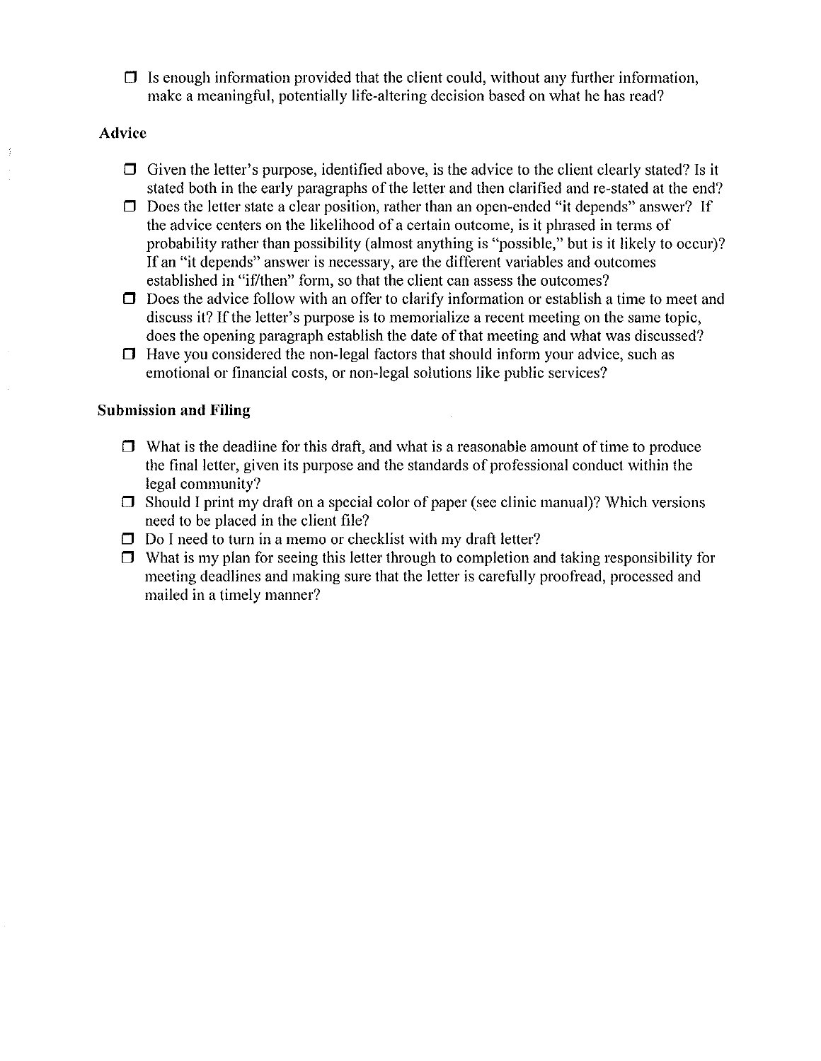- [ ] Is enough information provided that the client could, without any further information, make a meaningful, potentially life-altering decision based on what he has read?

**Advice**

- [ ] Given the letter's purpose, identified above, is the advice to the client clearly stated? Is it stated both in the early paragraphs of the letter and then clarified and re-stated at the end?
- [ ] Does the letter state a clear position, rather than an open-ended "it depends" answer? If the advice centers on the likelihood of a certain outcome, is it phrased in terms of probability rather than possibility (almost anything is "possible," but is it likely to occur)? If an "it depends" answer is necessary, are the different variables and outcomes established in "if/then" form, so that the client can assess the outcomes?
- [ ] Does the advice follow with an offer to clarify information or establish a time to meet and discuss it? If the letter's purpose is to memorialize a recent meeting on the same topic, does the opening paragraph establish the date of that meeting and what was discussed?
- [ ] Have you considered the non-legal factors that should inform your advice, such as emotional or financial costs, or non-legal solutions like public services?

**Submission and Filing**

- [ ] What is the deadline for this draft, and what is a reasonable amount of time to produce the final letter, given its purpose and the standards of professional conduct within the legal community?
- [ ] Should I print my draft on a special color of paper (see clinic manual)? Which versions need to be placed in the client file?
- [ ] Do I need to turn in a memo or checklist with my draft letter?
- [ ] What is my plan for seeing this letter through to completion and taking responsibility for meeting deadlines and making sure that the letter is carefully proofread, processed and mailed in a timely manner?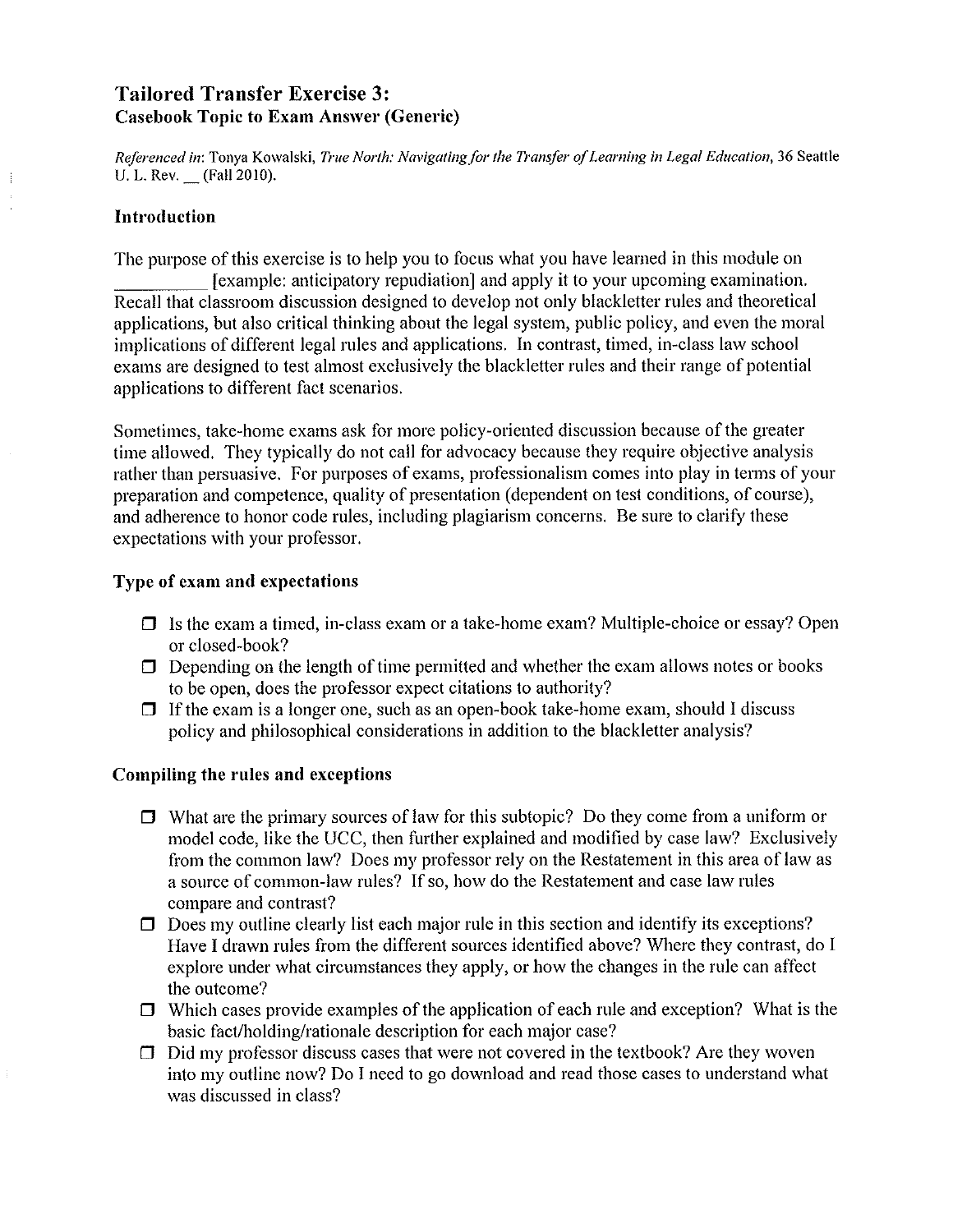## Tailored Transfer Exercise 3:
### Casebook Topic to Exam Answer (Generic)

*Referenced in*: Tonya Kowalski, *True North: Navigating for the Transfer of Learning in Legal Education*, 36 Seattle U. L. Rev. __ (Fall 2010).

### Introduction

The purpose of this exercise is to help you to focus what you have learned in this module on __________ [example: anticipatory repudiation] and apply it to your upcoming examination. Recall that classroom discussion designed to develop not only blackletter rules and theoretical applications, but also critical thinking about the legal system, public policy, and even the moral implications of different legal rules and applications. In contrast, timed, in-class law school exams are designed to test almost exclusively the blackletter rules and their range of potential applications to different fact scenarios.

Sometimes, take-home exams ask for more policy-oriented discussion because of the greater time allowed. They typically do not call for advocacy because they require objective analysis rather than persuasive. For purposes of exams, professionalism comes into play in terms of your preparation and competence, quality of presentation (dependent on test conditions, of course), and adherence to honor code rules, including plagiarism concerns. Be sure to clarify these expectations with your professor.

### Type of exam and expectations

- ☐ Is the exam a timed, in-class exam or a take-home exam? Multiple-choice or essay? Open or closed-book?
- ☐ Depending on the length of time permitted and whether the exam allows notes or books to be open, does the professor expect citations to authority?
- ☐ If the exam is a longer one, such as an open-book take-home exam, should I discuss policy and philosophical considerations in addition to the blackletter analysis?

### Compiling the rules and exceptions

- ☐ What are the primary sources of law for this subtopic? Do they come from a uniform or model code, like the UCC, then further explained and modified by case law? Exclusively from the common law? Does my professor rely on the Restatement in this area of law as a source of common-law rules? If so, how do the Restatement and case law rules compare and contrast?
- ☐ Does my outline clearly list each major rule in this section and identify its exceptions? Have I drawn rules from the different sources identified above? Where they contrast, do I explore under what circumstances they apply, or how the changes in the rule can affect the outcome?
- ☐ Which cases provide examples of the application of each rule and exception? What is the basic fact/holding/rationale description for each major case?
- ☐ Did my professor discuss cases that were not covered in the textbook? Are they woven into my outline now? Do I need to go download and read those cases to understand what was discussed in class?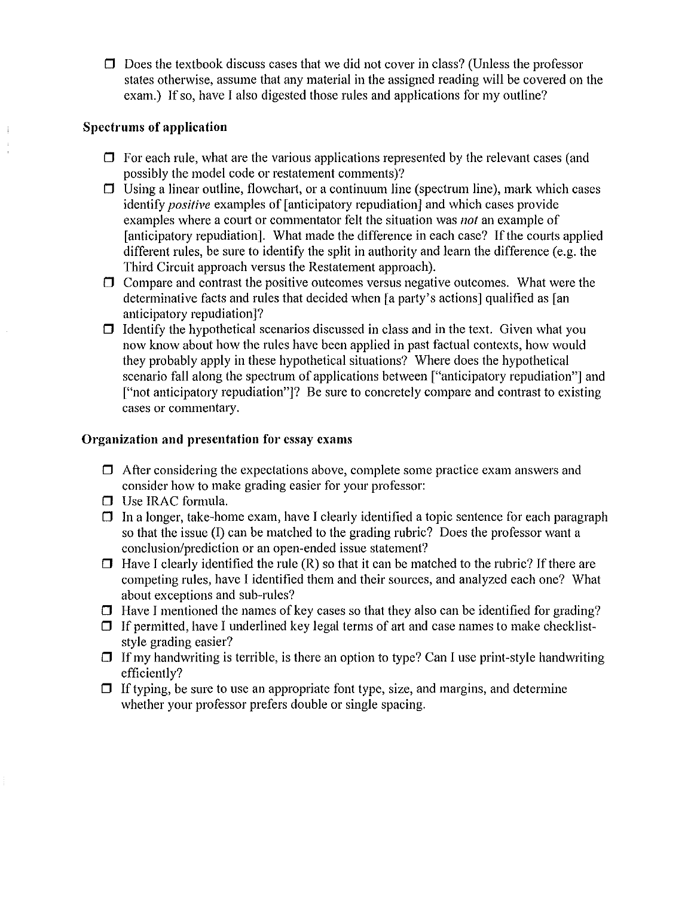- [ ] Does the textbook discuss cases that we did not cover in class? (Unless the professor states otherwise, assume that any material in the assigned reading will be covered on the exam.) If so, have I also digested those rules and applications for my outline?

### Spectrums of application

- [ ] For each rule, what are the various applications represented by the relevant cases (and possibly the model code or restatement comments)?
- [ ] Using a linear outline, flowchart, or a continuum line (spectrum line), mark which cases identify *positive* examples of [anticipatory repudiation] and which cases provide examples where a court or commentator felt the situation was *not* an example of [anticipatory repudiation]. What made the difference in each case? If the courts applied different rules, be sure to identify the split in authority and learn the difference (e.g. the Third Circuit approach versus the Restatement approach).
- [ ] Compare and contrast the positive outcomes versus negative outcomes. What were the determinative facts and rules that decided when [a party's actions] qualified as [an anticipatory repudiation]?
- [ ] Identify the hypothetical scenarios discussed in class and in the text. Given what you now know about how the rules have been applied in past factual contexts, how would they probably apply in these hypothetical situations? Where does the hypothetical scenario fall along the spectrum of applications between ["anticipatory repudiation"] and ["not anticipatory repudiation"]? Be sure to concretely compare and contrast to existing cases or commentary.

### Organization and presentation for essay exams

- [ ] After considering the expectations above, complete some practice exam answers and consider how to make grading easier for your professor:
- [ ] Use IRAC formula.
- [ ] In a longer, take-home exam, have I clearly identified a topic sentence for each paragraph so that the issue (I) can be matched to the grading rubric? Does the professor want a conclusion/prediction or an open-ended issue statement?
- [ ] Have I clearly identified the rule (R) so that it can be matched to the rubric? If there are competing rules, have I identified them and their sources, and analyzed each one? What about exceptions and sub-rules?
- [ ] Have I mentioned the names of key cases so that they also can be identified for grading?
- [ ] If permitted, have I underlined key legal terms of art and case names to make checklist-style grading easier?
- [ ] If my handwriting is terrible, is there an option to type? Can I use print-style handwriting efficiently?
- [ ] If typing, be sure to use an appropriate font type, size, and margins, and determine whether your professor prefers double or single spacing.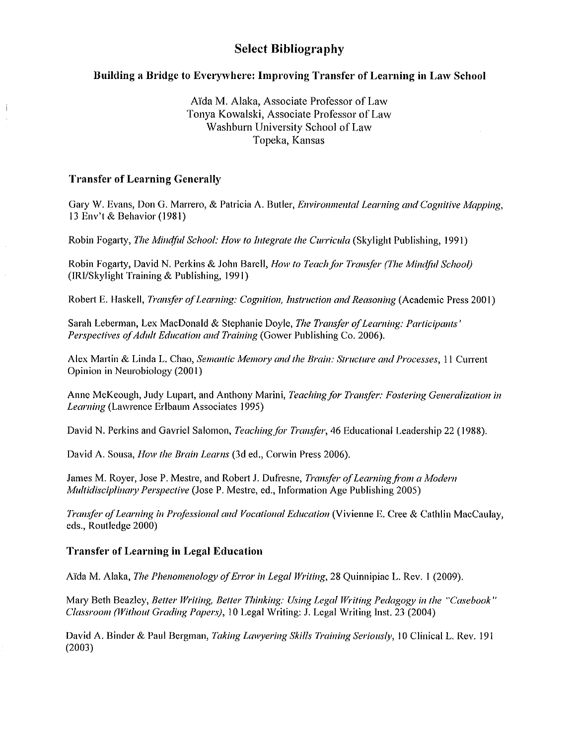# Select Bibliography

### Building a Bridge to Everywhere: Improving Transfer of Learning in Law School

Aïda M. Alaka, Associate Professor of Law
Tonya Kowalski, Associate Professor of Law
Washburn University School of Law
Topeka, Kansas

## Transfer of Learning Generally

Gary W. Evans, Don G. Marrero, & Patricia A. Butler, *Environmental Learning and Cognitive Mapping*, 13 Env't & Behavior (1981)

Robin Fogarty, *The Mindful School: How to Integrate the Curricula* (Skylight Publishing, 1991)

Robin Fogarty, David N. Perkins & John Barell, *How to Teach for Transfer (The Mindful School)* (IRI/Skylight Training & Publishing, 1991)

Robert E. Haskell, *Transfer of Learning: Cognition, Instruction and Reasoning* (Academic Press 2001)

Sarah Leberman, Lex MacDonald & Stephanie Doyle, *The Transfer of Learning: Participants' Perspectives of Adult Education and Training* (Gower Publishing Co. 2006).

Alex Martin & Linda L. Chao, *Semantic Memory and the Brain: Structure and Processes*, 11 Current Opinion in Neurobiology (2001)

Anne McKeough, Judy Lupart, and Anthony Marini, *Teaching for Transfer: Fostering Generalization in Learning* (Lawrence Erlbaum Associates 1995)

David N. Perkins and Gavriel Salomon, *Teaching for Transfer*, 46 Educational Leadership 22 (1988).

David A. Sousa, *How the Brain Learns* (3d ed., Corwin Press 2006).

James M. Royer, Jose P. Mestre, and Robert J. Dufresne, *Transfer of Learning from a Modern Multidisciplinary Perspective* (Jose P. Mestre, ed., Information Age Publishing 2005)

*Transfer of Learning in Professional and Vocational Education* (Vivienne E. Cree & Cathlin MacCaulay, eds., Routledge 2000)

## Transfer of Learning in Legal Education

Aïda M. Alaka, *The Phenomenology of Error in Legal Writing*, 28 Quinnipiac L. Rev. 1 (2009).

Mary Beth Beazley, *Better Writing, Better Thinking: Using Legal Writing Pedagogy in the "Casebook" Classroom (Without Grading Papers)*, 10 Legal Writing: J. Legal Writing Inst. 23 (2004)

David A. Binder & Paul Bergman, *Taking Lawyering Skills Training Seriously*, 10 Clinical L. Rev. 191 (2003)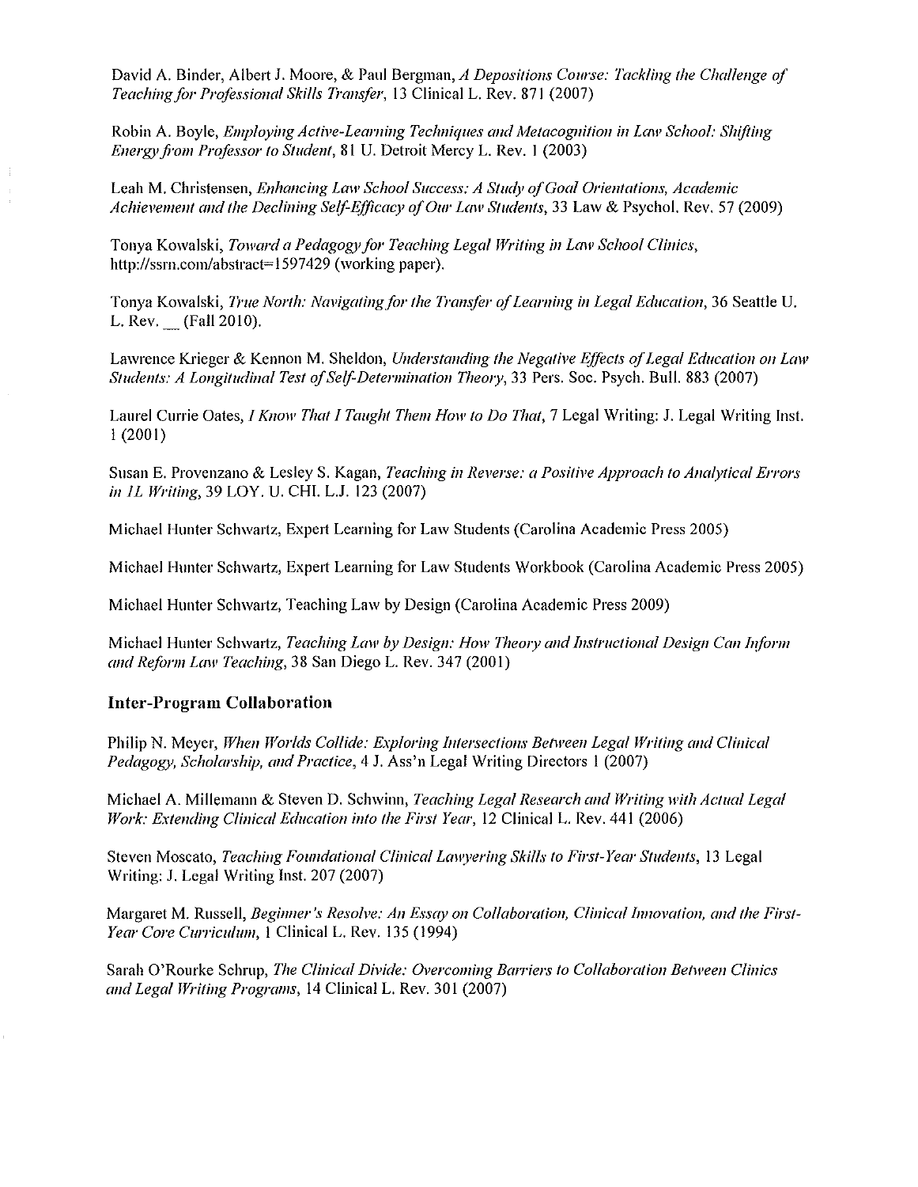David A. Binder, Albert J. Moore, & Paul Bergman, *A Depositions Course: Tackling the Challenge of Teaching for Professional Skills Transfer*, 13 Clinical L. Rev. 871 (2007)

Robin A. Boyle, *Employing Active-Learning Techniques and Metacognition in Law School: Shifting Energy from Professor to Student*, 81 U. Detroit Mercy L. Rev. 1 (2003)

Leah M. Christensen, *Enhancing Law School Success: A Study of Goal Orientations, Academic Achievement and the Declining Self-Efficacy of Our Law Students*, 33 Law & Psychol. Rev. 57 (2009)

Tonya Kowalski, *Toward a Pedagogy for Teaching Legal Writing in Law School Clinics*, http://ssrn.com/abstract=1597429 (working paper).

Tonya Kowalski, *True North: Navigating for the Transfer of Learning in Legal Education*, 36 Seattle U. L. Rev. __ (Fall 2010).

Lawrence Krieger & Kennon M. Sheldon, *Understanding the Negative Effects of Legal Education on Law Students: A Longitudinal Test of Self-Determination Theory*, 33 Pers. Soc. Psych. Bull. 883 (2007)

Laurel Currie Oates, *I Know That I Taught Them How to Do That*, 7 Legal Writing: J. Legal Writing Inst. 1 (2001)

Susan E. Provenzano & Lesley S. Kagan, *Teaching in Reverse: a Positive Approach to Analytical Errors in 1L Writing*, 39 LOY. U. CHI. L.J. 123 (2007)

Michael Hunter Schwartz, Expert Learning for Law Students (Carolina Academic Press 2005)

Michael Hunter Schwartz, Expert Learning for Law Students Workbook (Carolina Academic Press 2005)

Michael Hunter Schwartz, Teaching Law by Design (Carolina Academic Press 2009)

Michael Hunter Schwartz, *Teaching Law by Design: How Theory and Instructional Design Can Inform and Reform Law Teaching*, 38 San Diego L. Rev. 347 (2001)

### Inter-Program Collaboration

Philip N. Meyer, *When Worlds Collide: Exploring Intersections Between Legal Writing and Clinical Pedagogy, Scholarship, and Practice*, 4 J. Ass'n Legal Writing Directors 1 (2007)

Michael A. Millemann & Steven D. Schwinn, *Teaching Legal Research and Writing with Actual Legal Work: Extending Clinical Education into the First Year*, 12 Clinical L. Rev. 441 (2006)

Steven Moscato, *Teaching Foundational Clinical Lawyering Skills to First-Year Students*, 13 Legal Writing: J. Legal Writing Inst. 207 (2007)

Margaret M. Russell, *Beginner's Resolve: An Essay on Collaboration, Clinical Innovation, and the First-Year Core Curriculum*, 1 Clinical L. Rev. 135 (1994)

Sarah O'Rourke Schrup, *The Clinical Divide: Overcoming Barriers to Collaboration Between Clinics and Legal Writing Programs*, 14 Clinical L. Rev. 301 (2007)